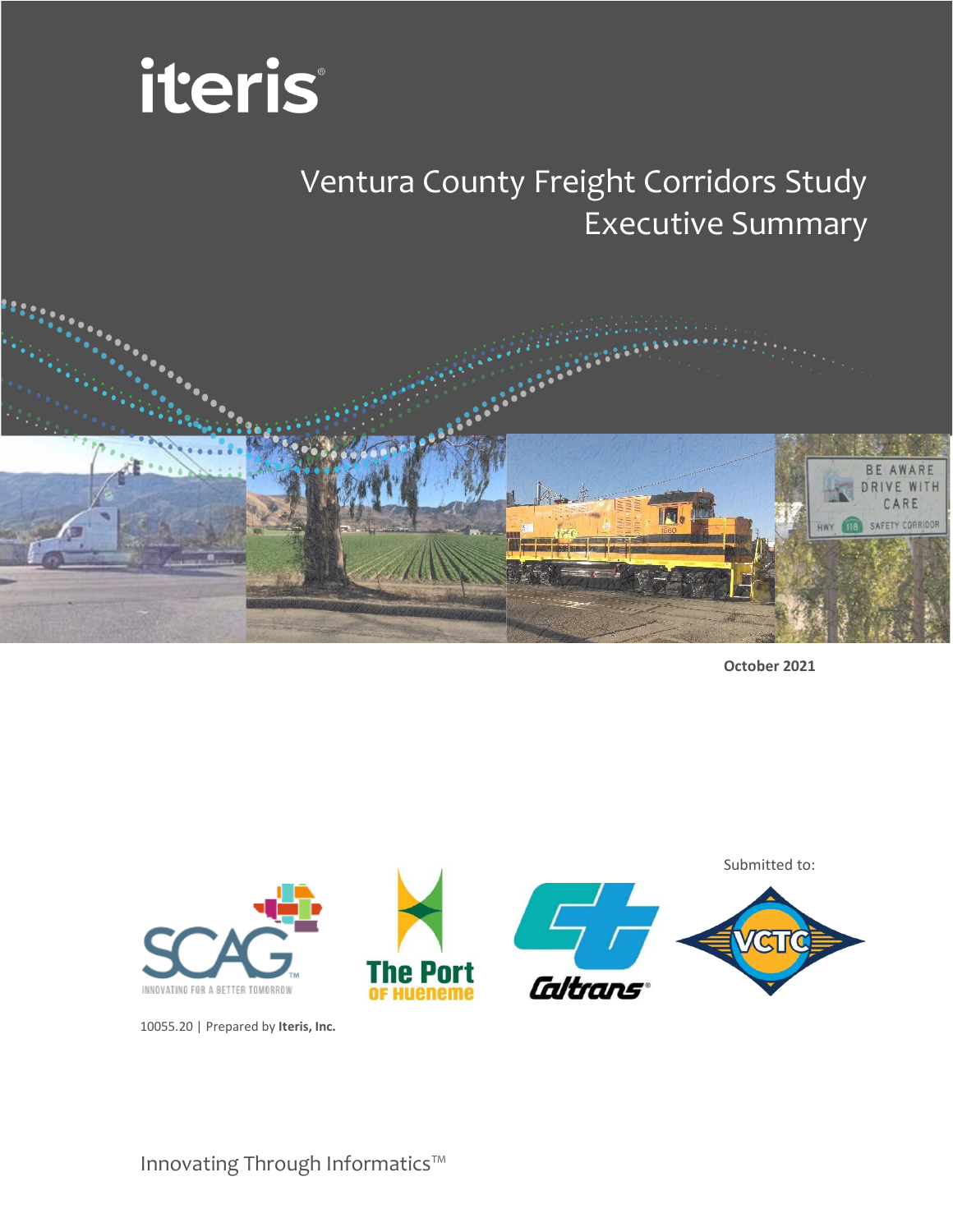iteris

# Ventura County Freight Corridors Study
## Executive Summary

**October 2021**

Submitted to:

SCAG — INNOVATING FOR A BETTER TOMORROW

The Port of Hueneme

Caltrans

VCTC

10055.20 | Prepared by **Iteris, Inc.**

Innovating Through Informatics™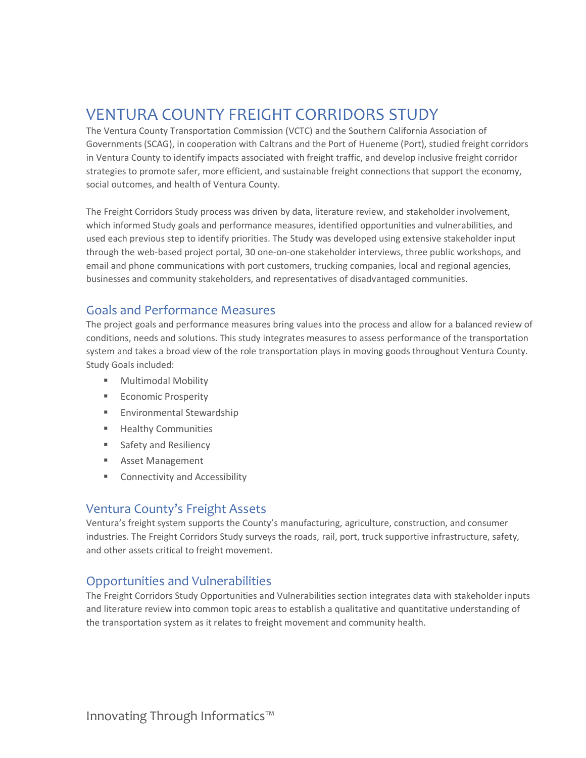# VENTURA COUNTY FREIGHT CORRIDORS STUDY

The Ventura County Transportation Commission (VCTC) and the Southern California Association of Governments (SCAG), in cooperation with Caltrans and the Port of Hueneme (Port), studied freight corridors in Ventura County to identify impacts associated with freight traffic, and develop inclusive freight corridor strategies to promote safer, more efficient, and sustainable freight connections that support the economy, social outcomes, and health of Ventura County.

The Freight Corridors Study process was driven by data, literature review, and stakeholder involvement, which informed Study goals and performance measures, identified opportunities and vulnerabilities, and used each previous step to identify priorities. The Study was developed using extensive stakeholder input through the web-based project portal, 30 one-on-one stakeholder interviews, three public workshops, and email and phone communications with port customers, trucking companies, local and regional agencies, businesses and community stakeholders, and representatives of disadvantaged communities.

## Goals and Performance Measures

The project goals and performance measures bring values into the process and allow for a balanced review of conditions, needs and solutions. This study integrates measures to assess performance of the transportation system and takes a broad view of the role transportation plays in moving goods throughout Ventura County. Study Goals included:

- Multimodal Mobility
- Economic Prosperity
- Environmental Stewardship
- Healthy Communities
- Safety and Resiliency
- Asset Management
- Connectivity and Accessibility

## Ventura County's Freight Assets

Ventura's freight system supports the County's manufacturing, agriculture, construction, and consumer industries. The Freight Corridors Study surveys the roads, rail, port, truck supportive infrastructure, safety, and other assets critical to freight movement.

## Opportunities and Vulnerabilities

The Freight Corridors Study Opportunities and Vulnerabilities section integrates data with stakeholder inputs and literature review into common topic areas to establish a qualitative and quantitative understanding of the transportation system as it relates to freight movement and community health.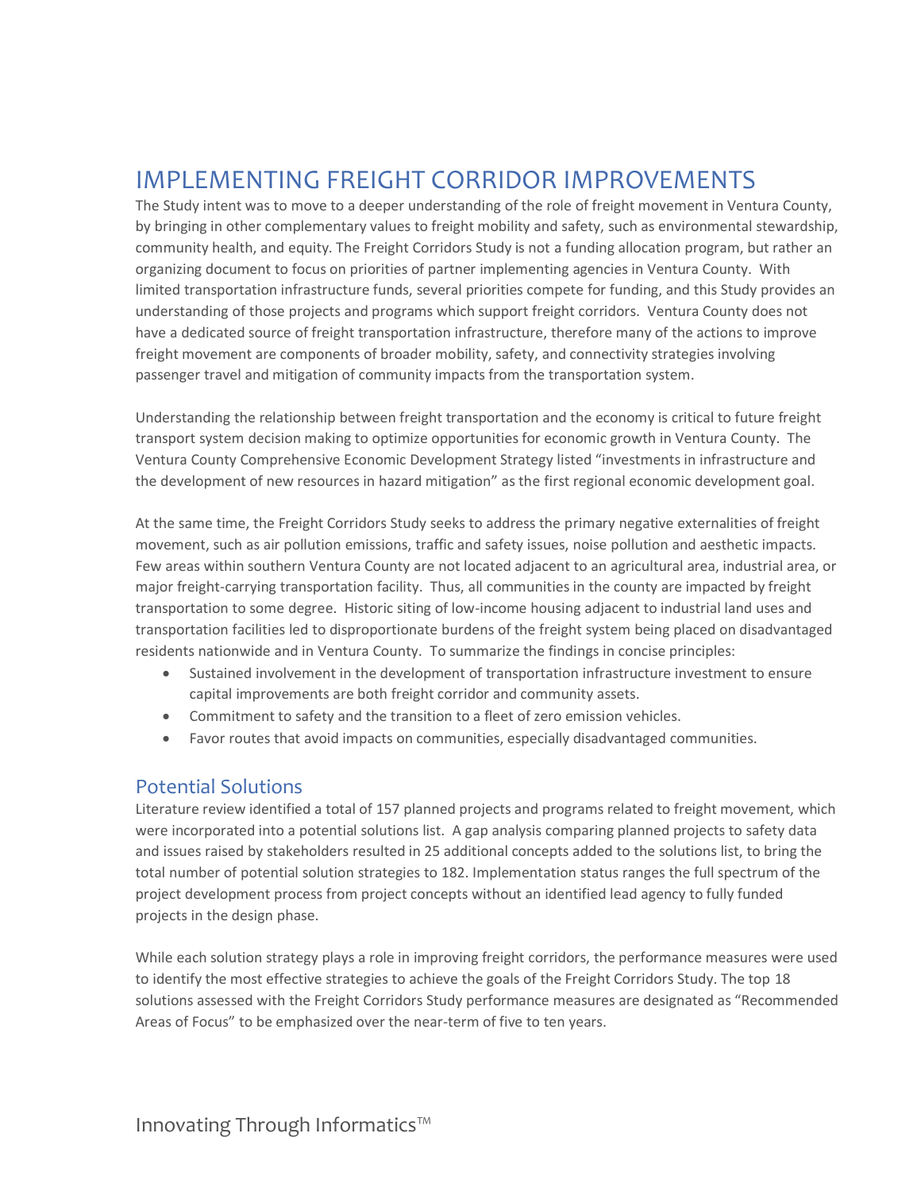# IMPLEMENTING FREIGHT CORRIDOR IMPROVEMENTS

The Study intent was to move to a deeper understanding of the role of freight movement in Ventura County, by bringing in other complementary values to freight mobility and safety, such as environmental stewardship, community health, and equity. The Freight Corridors Study is not a funding allocation program, but rather an organizing document to focus on priorities of partner implementing agencies in Ventura County. With limited transportation infrastructure funds, several priorities compete for funding, and this Study provides an understanding of those projects and programs which support freight corridors. Ventura County does not have a dedicated source of freight transportation infrastructure, therefore many of the actions to improve freight movement are components of broader mobility, safety, and connectivity strategies involving passenger travel and mitigation of community impacts from the transportation system.

Understanding the relationship between freight transportation and the economy is critical to future freight transport system decision making to optimize opportunities for economic growth in Ventura County. The Ventura County Comprehensive Economic Development Strategy listed "investments in infrastructure and the development of new resources in hazard mitigation" as the first regional economic development goal.

At the same time, the Freight Corridors Study seeks to address the primary negative externalities of freight movement, such as air pollution emissions, traffic and safety issues, noise pollution and aesthetic impacts. Few areas within southern Ventura County are not located adjacent to an agricultural area, industrial area, or major freight-carrying transportation facility. Thus, all communities in the county are impacted by freight transportation to some degree. Historic siting of low-income housing adjacent to industrial land uses and transportation facilities led to disproportionate burdens of the freight system being placed on disadvantaged residents nationwide and in Ventura County. To summarize the findings in concise principles:

- Sustained involvement in the development of transportation infrastructure investment to ensure capital improvements are both freight corridor and community assets.
- Commitment to safety and the transition to a fleet of zero emission vehicles.
- Favor routes that avoid impacts on communities, especially disadvantaged communities.

## Potential Solutions

Literature review identified a total of 157 planned projects and programs related to freight movement, which were incorporated into a potential solutions list. A gap analysis comparing planned projects to safety data and issues raised by stakeholders resulted in 25 additional concepts added to the solutions list, to bring the total number of potential solution strategies to 182. Implementation status ranges the full spectrum of the project development process from project concepts without an identified lead agency to fully funded projects in the design phase.

While each solution strategy plays a role in improving freight corridors, the performance measures were used to identify the most effective strategies to achieve the goals of the Freight Corridors Study. The top 18 solutions assessed with the Freight Corridors Study performance measures are designated as "Recommended Areas of Focus" to be emphasized over the near-term of five to ten years.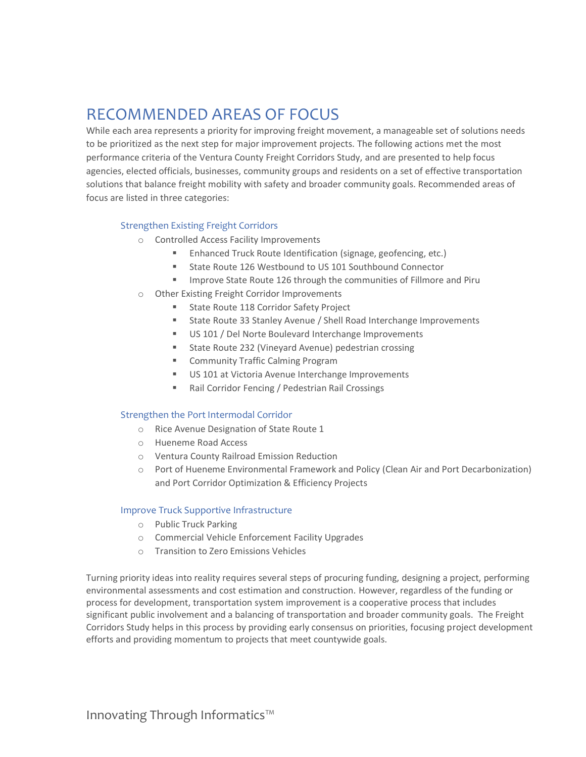## RECOMMENDED AREAS OF FOCUS

While each area represents a priority for improving freight movement, a manageable set of solutions needs to be prioritized as the next step for major improvement projects. The following actions met the most performance criteria of the Ventura County Freight Corridors Study, and are presented to help focus agencies, elected officials, businesses, community groups and residents on a set of effective transportation solutions that balance freight mobility with safety and broader community goals. Recommended areas of focus are listed in three categories:

### Strengthen Existing Freight Corridors

- Controlled Access Facility Improvements
  - Enhanced Truck Route Identification (signage, geofencing, etc.)
  - State Route 126 Westbound to US 101 Southbound Connector
  - Improve State Route 126 through the communities of Fillmore and Piru
- Other Existing Freight Corridor Improvements
  - State Route 118 Corridor Safety Project
  - State Route 33 Stanley Avenue / Shell Road Interchange Improvements
  - US 101 / Del Norte Boulevard Interchange Improvements
  - State Route 232 (Vineyard Avenue) pedestrian crossing
  - Community Traffic Calming Program
  - US 101 at Victoria Avenue Interchange Improvements
  - Rail Corridor Fencing / Pedestrian Rail Crossings

### Strengthen the Port Intermodal Corridor

- Rice Avenue Designation of State Route 1
- Hueneme Road Access
- Ventura County Railroad Emission Reduction
- Port of Hueneme Environmental Framework and Policy (Clean Air and Port Decarbonization) and Port Corridor Optimization & Efficiency Projects

### Improve Truck Supportive Infrastructure

- Public Truck Parking
- Commercial Vehicle Enforcement Facility Upgrades
- Transition to Zero Emissions Vehicles

Turning priority ideas into reality requires several steps of procuring funding, designing a project, performing environmental assessments and cost estimation and construction. However, regardless of the funding or process for development, transportation system improvement is a cooperative process that includes significant public involvement and a balancing of transportation and broader community goals. The Freight Corridors Study helps in this process by providing early consensus on priorities, focusing project development efforts and providing momentum to projects that meet countywide goals.